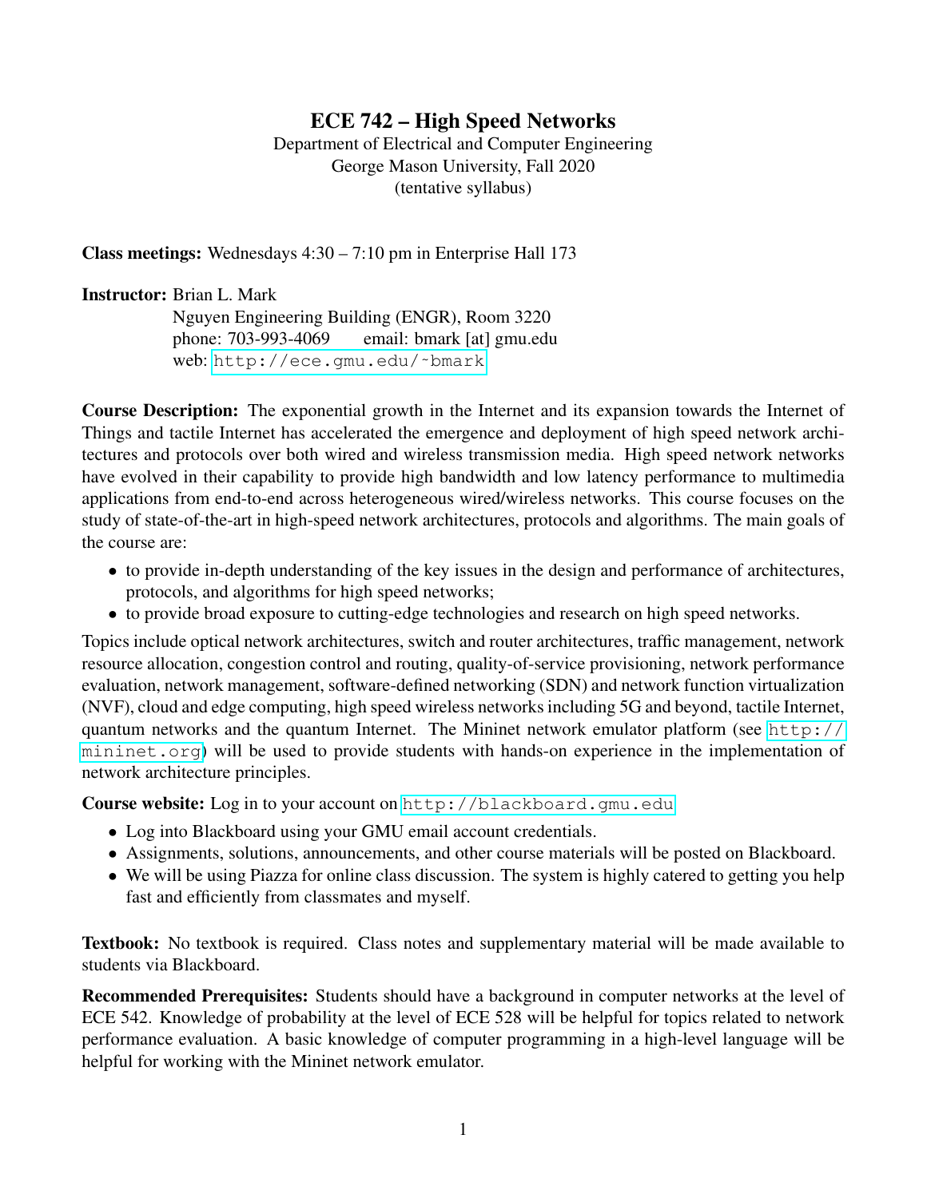# ECE 742 – High Speed Networks

Department of Electrical and Computer Engineering
George Mason University, Fall 2020
(tentative syllabus)

**Class meetings:** Wednesdays 4:30 – 7:10 pm in Enterprise Hall 173

**Instructor:** Brian L. Mark
Nguyen Engineering Building (ENGR), Room 3220
phone: 703-993-4069 email: bmark [at] gmu.edu
web: http://ece.gmu.edu/~bmark

**Course Description:** The exponential growth in the Internet and its expansion towards the Internet of Things and tactile Internet has accelerated the emergence and deployment of high speed network architectures and protocols over both wired and wireless transmission media. High speed network networks have evolved in their capability to provide high bandwidth and low latency performance to multimedia applications from end-to-end across heterogeneous wired/wireless networks. This course focuses on the study of state-of-the-art in high-speed network architectures, protocols and algorithms. The main goals of the course are:

- to provide in-depth understanding of the key issues in the design and performance of architectures, protocols, and algorithms for high speed networks;
- to provide broad exposure to cutting-edge technologies and research on high speed networks.

Topics include optical network architectures, switch and router architectures, traffic management, network resource allocation, congestion control and routing, quality-of-service provisioning, network performance evaluation, network management, software-defined networking (SDN) and network function virtualization (NVF), cloud and edge computing, high speed wireless networks including 5G and beyond, tactile Internet, quantum networks and the quantum Internet. The Mininet network emulator platform (see http://mininet.org) will be used to provide students with hands-on experience in the implementation of network architecture principles.

**Course website:** Log in to your account on http://blackboard.gmu.edu

- Log into Blackboard using your GMU email account credentials.
- Assignments, solutions, announcements, and other course materials will be posted on Blackboard.
- We will be using Piazza for online class discussion. The system is highly catered to getting you help fast and efficiently from classmates and myself.

**Textbook:** No textbook is required. Class notes and supplementary material will be made available to students via Blackboard.

**Recommended Prerequisites:** Students should have a background in computer networks at the level of ECE 542. Knowledge of probability at the level of ECE 528 will be helpful for topics related to network performance evaluation. A basic knowledge of computer programming in a high-level language will be helpful for working with the Mininet network emulator.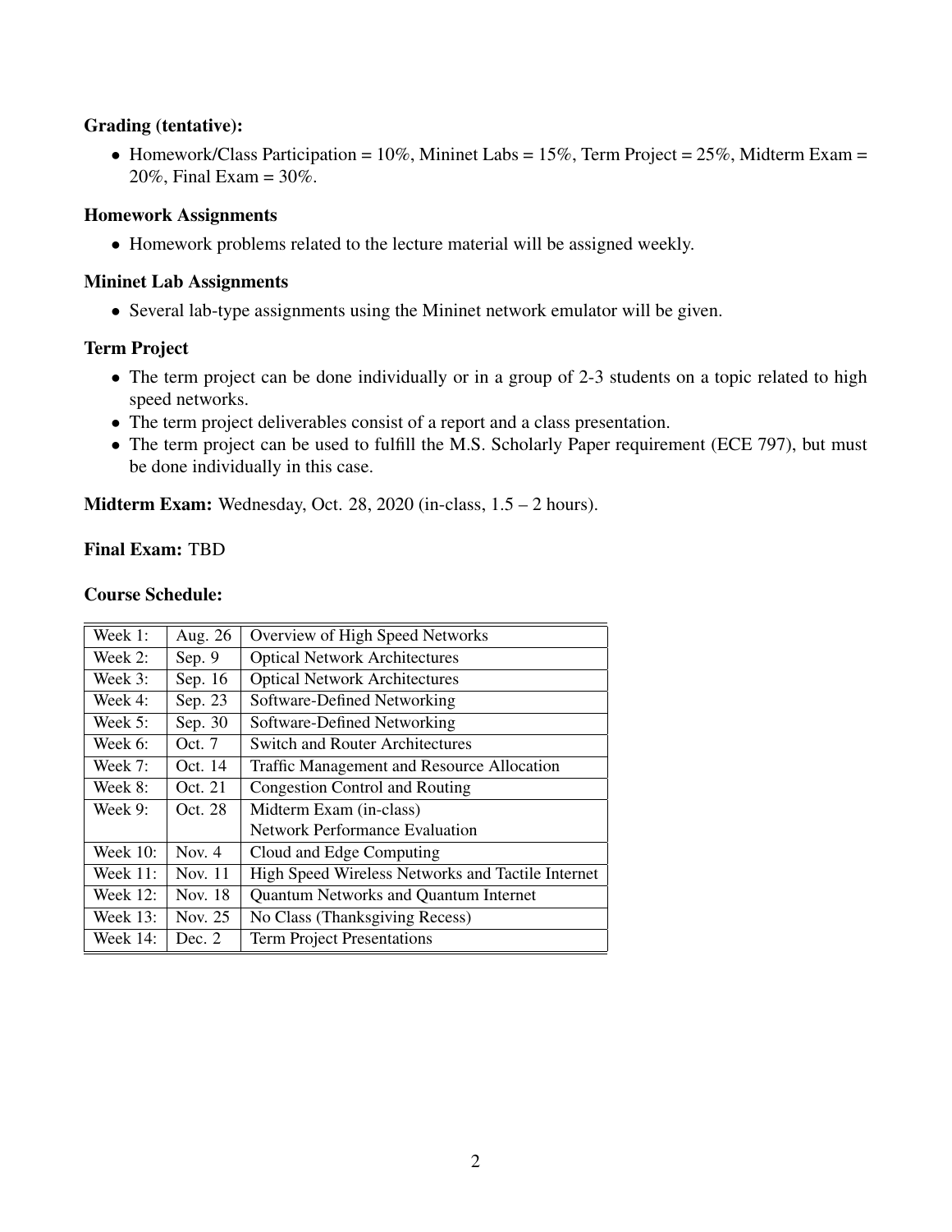**Grading (tentative):**

- Homework/Class Participation = 10%, Mininet Labs = 15%, Term Project = 25%, Midterm Exam = 20%, Final Exam = 30%.

**Homework Assignments**

- Homework problems related to the lecture material will be assigned weekly.

**Mininet Lab Assignments**

- Several lab-type assignments using the Mininet network emulator will be given.

**Term Project**

- The term project can be done individually or in a group of 2-3 students on a topic related to high speed networks.
- The term project deliverables consist of a report and a class presentation.
- The term project can be used to fulfill the M.S. Scholarly Paper requirement (ECE 797), but must be done individually in this case.

**Midterm Exam:** Wednesday, Oct. 28, 2020 (in-class, 1.5 – 2 hours).

**Final Exam:** TBD

**Course Schedule:**

| | | |
|---|---|---|
| Week 1: | Aug. 26 | Overview of High Speed Networks |
| Week 2: | Sep. 9 | Optical Network Architectures |
| Week 3: | Sep. 16 | Optical Network Architectures |
| Week 4: | Sep. 23 | Software-Defined Networking |
| Week 5: | Sep. 30 | Software-Defined Networking |
| Week 6: | Oct. 7 | Switch and Router Architectures |
| Week 7: | Oct. 14 | Traffic Management and Resource Allocation |
| Week 8: | Oct. 21 | Congestion Control and Routing |
| Week 9: | Oct. 28 | Midterm Exam (in-class)<br>Network Performance Evaluation |
| Week 10: | Nov. 4 | Cloud and Edge Computing |
| Week 11: | Nov. 11 | High Speed Wireless Networks and Tactile Internet |
| Week 12: | Nov. 18 | Quantum Networks and Quantum Internet |
| Week 13: | Nov. 25 | No Class (Thanksgiving Recess) |
| Week 14: | Dec. 2 | Term Project Presentations |